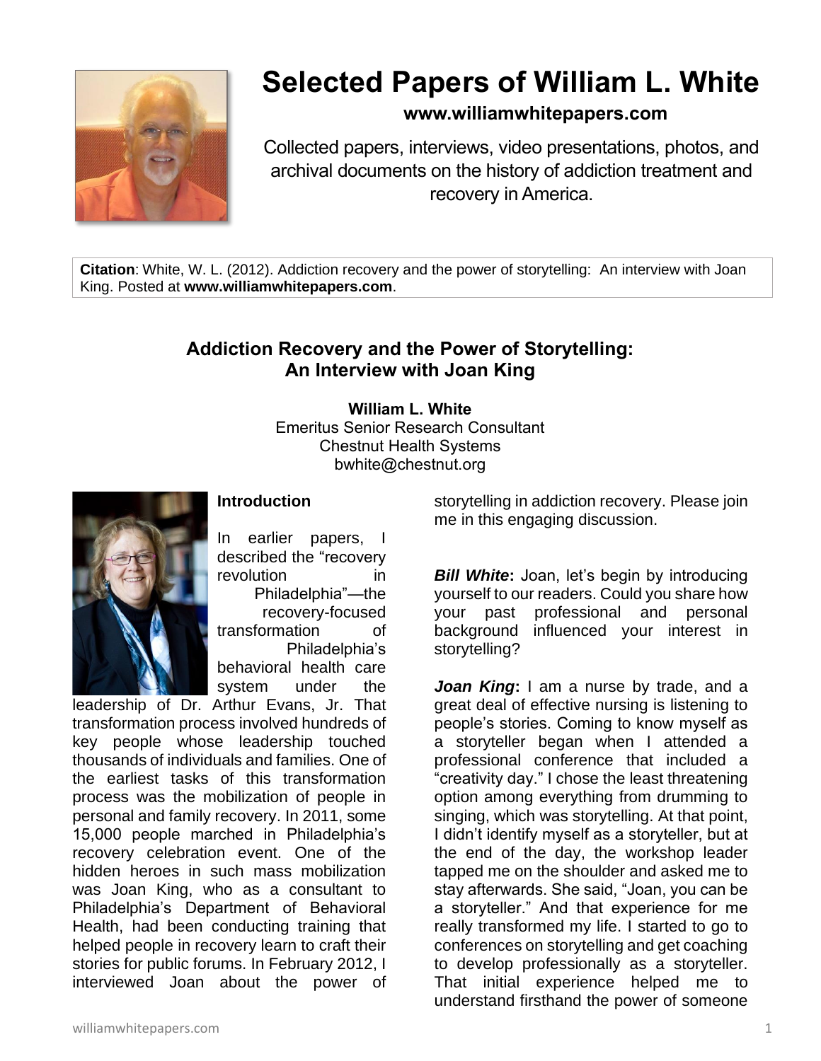# Selected Papers of William L. White

**www.williamwhitepapers.com**

Collected papers, interviews, video presentations, photos, and archival documents on the history of addiction treatment and recovery in America.

**Citation**: White, W. L. (2012). Addiction recovery and the power of storytelling: An interview with Joan King. Posted at **www.williamwhitepapers.com**.

## Addiction Recovery and the Power of Storytelling: An Interview with Joan King

**William L. White**
Emeritus Senior Research Consultant
Chestnut Health Systems
bwhite@chestnut.org

### Introduction

In earlier papers, I described the "recovery revolution in Philadelphia"—the recovery-focused transformation of Philadelphia's behavioral health care system under the leadership of Dr. Arthur Evans, Jr. That transformation process involved hundreds of key people whose leadership touched thousands of individuals and families. One of the earliest tasks of this transformation process was the mobilization of people in personal and family recovery. In 2011, some 15,000 people marched in Philadelphia's recovery celebration event. One of the hidden heroes in such mass mobilization was Joan King, who as a consultant to Philadelphia's Department of Behavioral Health, had been conducting training that helped people in recovery learn to craft their stories for public forums. In February 2012, I interviewed Joan about the power of storytelling in addiction recovery. Please join me in this engaging discussion.

***Bill White*:** Joan, let's begin by introducing yourself to our readers. Could you share how your past professional and personal background influenced your interest in storytelling?

***Joan King*:** I am a nurse by trade, and a great deal of effective nursing is listening to people's stories. Coming to know myself as a storyteller began when I attended a professional conference that included a "creativity day." I chose the least threatening option among everything from drumming to singing, which was storytelling. At that point, I didn't identify myself as a storyteller, but at the end of the day, the workshop leader tapped me on the shoulder and asked me to stay afterwards. She said, "Joan, you can be a storyteller." And that experience for me really transformed my life. I started to go to conferences on storytelling and get coaching to develop professionally as a storyteller. That initial experience helped me to understand firsthand the power of someone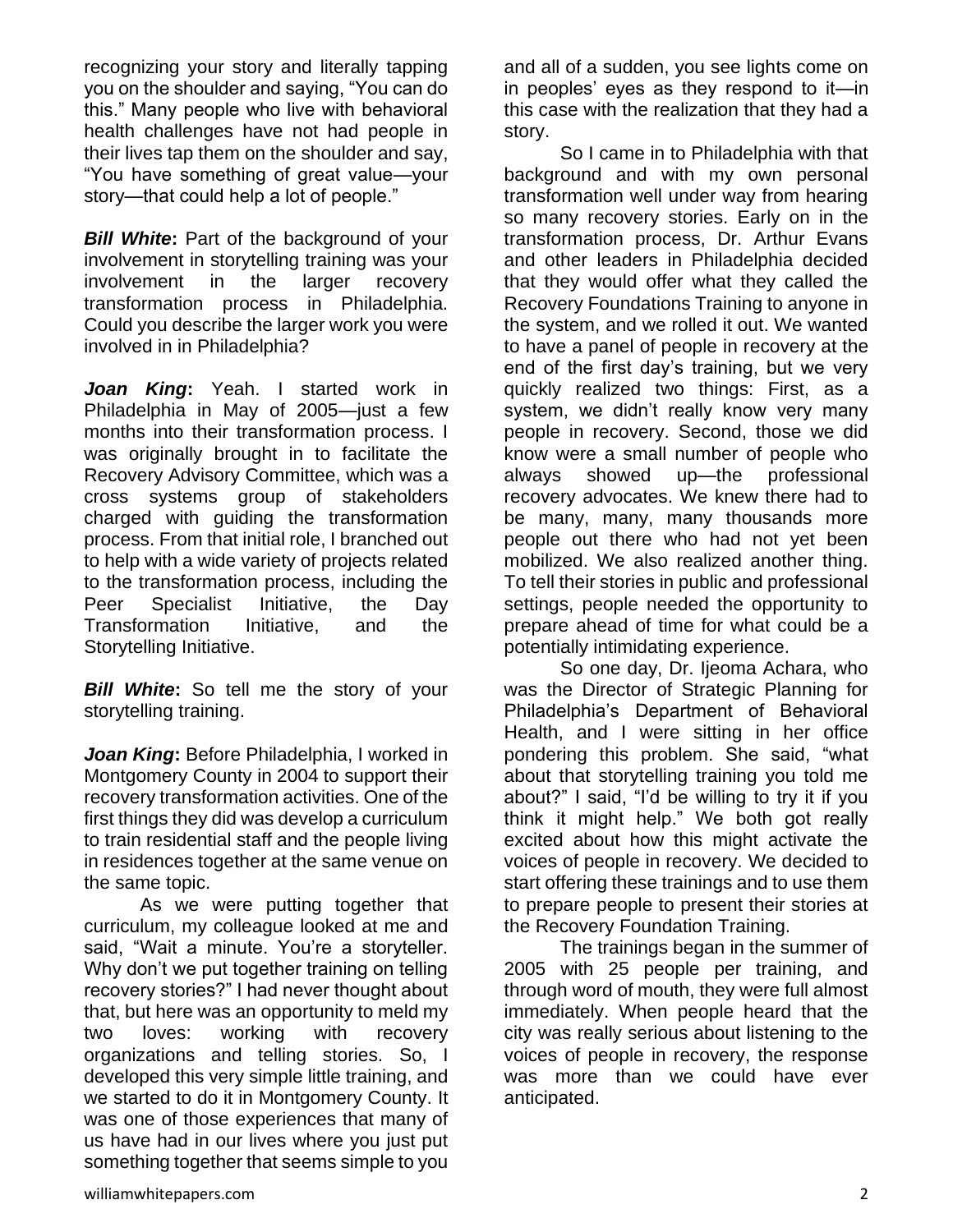recognizing your story and literally tapping you on the shoulder and saying, "You can do this." Many people who live with behavioral health challenges have not had people in their lives tap them on the shoulder and say, "You have something of great value—your story—that could help a lot of people."

***Bill White*:** Part of the background of your involvement in storytelling training was your involvement in the larger recovery transformation process in Philadelphia. Could you describe the larger work you were involved in in Philadelphia?

***Joan King*:** Yeah. I started work in Philadelphia in May of 2005—just a few months into their transformation process. I was originally brought in to facilitate the Recovery Advisory Committee, which was a cross systems group of stakeholders charged with guiding the transformation process. From that initial role, I branched out to help with a wide variety of projects related to the transformation process, including the Peer Specialist Initiative, the Day Transformation Initiative, and the Storytelling Initiative.

***Bill White*:** So tell me the story of your storytelling training.

***Joan King*:** Before Philadelphia, I worked in Montgomery County in 2004 to support their recovery transformation activities. One of the first things they did was develop a curriculum to train residential staff and the people living in residences together at the same venue on the same topic.

As we were putting together that curriculum, my colleague looked at me and said, "Wait a minute. You're a storyteller. Why don't we put together training on telling recovery stories?" I had never thought about that, but here was an opportunity to meld my two loves: working with recovery organizations and telling stories. So, I developed this very simple little training, and we started to do it in Montgomery County. It was one of those experiences that many of us have had in our lives where you just put something together that seems simple to you and all of a sudden, you see lights come on in peoples' eyes as they respond to it—in this case with the realization that they had a story.

So I came in to Philadelphia with that background and with my own personal transformation well under way from hearing so many recovery stories. Early on in the transformation process, Dr. Arthur Evans and other leaders in Philadelphia decided that they would offer what they called the Recovery Foundations Training to anyone in the system, and we rolled it out. We wanted to have a panel of people in recovery at the end of the first day's training, but we very quickly realized two things: First, as a system, we didn't really know very many people in recovery. Second, those we did know were a small number of people who always showed up—the professional recovery advocates. We knew there had to be many, many, many thousands more people out there who had not yet been mobilized. We also realized another thing. To tell their stories in public and professional settings, people needed the opportunity to prepare ahead of time for what could be a potentially intimidating experience.

So one day, Dr. Ijeoma Achara, who was the Director of Strategic Planning for Philadelphia's Department of Behavioral Health, and I were sitting in her office pondering this problem. She said, "what about that storytelling training you told me about?" I said, "I'd be willing to try it if you think it might help." We both got really excited about how this might activate the voices of people in recovery. We decided to start offering these trainings and to use them to prepare people to present their stories at the Recovery Foundation Training.

The trainings began in the summer of 2005 with 25 people per training, and through word of mouth, they were full almost immediately. When people heard that the city was really serious about listening to the voices of people in recovery, the response was more than we could have ever anticipated.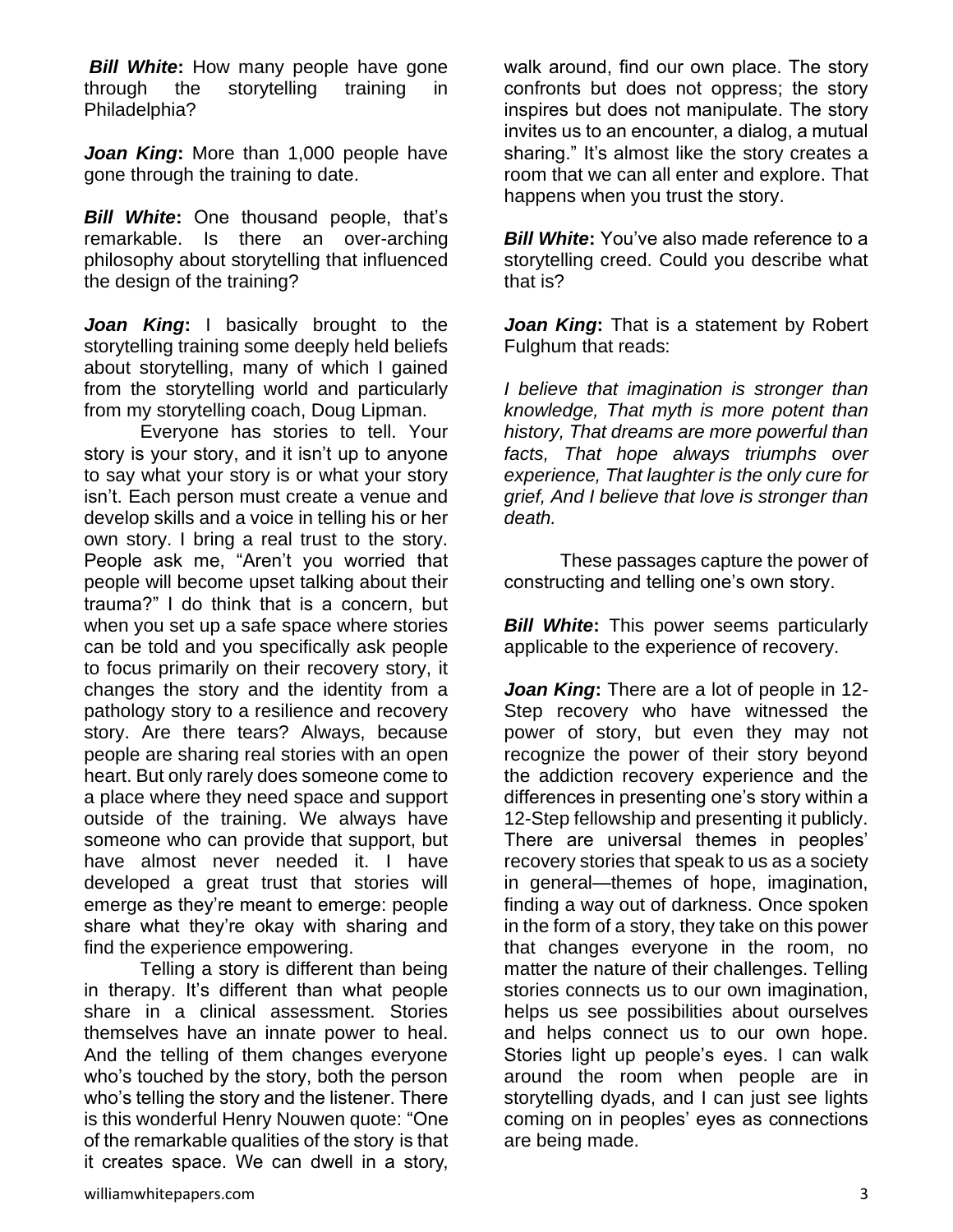***Bill White*:** How many people have gone through the storytelling training in Philadelphia?

***Joan King*:** More than 1,000 people have gone through the training to date.

***Bill White*:** One thousand people, that's remarkable. Is there an over-arching philosophy about storytelling that influenced the design of the training?

***Joan King*:** I basically brought to the storytelling training some deeply held beliefs about storytelling, many of which I gained from the storytelling world and particularly from my storytelling coach, Doug Lipman.

Everyone has stories to tell. Your story is your story, and it isn't up to anyone to say what your story is or what your story isn't. Each person must create a venue and develop skills and a voice in telling his or her own story. I bring a real trust to the story. People ask me, "Aren't you worried that people will become upset talking about their trauma?" I do think that is a concern, but when you set up a safe space where stories can be told and you specifically ask people to focus primarily on their recovery story, it changes the story and the identity from a pathology story to a resilience and recovery story. Are there tears? Always, because people are sharing real stories with an open heart. But only rarely does someone come to a place where they need space and support outside of the training. We always have someone who can provide that support, but have almost never needed it. I have developed a great trust that stories will emerge as they're meant to emerge: people share what they're okay with sharing and find the experience empowering.

Telling a story is different than being in therapy. It's different than what people share in a clinical assessment. Stories themselves have an innate power to heal. And the telling of them changes everyone who's touched by the story, both the person who's telling the story and the listener. There is this wonderful Henry Nouwen quote: "One of the remarkable qualities of the story is that it creates space. We can dwell in a story, walk around, find our own place. The story confronts but does not oppress; the story inspires but does not manipulate. The story invites us to an encounter, a dialog, a mutual sharing." It's almost like the story creates a room that we can all enter and explore. That happens when you trust the story.

***Bill White*:** You've also made reference to a storytelling creed. Could you describe what that is?

***Joan King*:** That is a statement by Robert Fulghum that reads:

*I believe that imagination is stronger than knowledge, That myth is more potent than history, That dreams are more powerful than facts, That hope always triumphs over experience, That laughter is the only cure for grief, And I believe that love is stronger than death.*

These passages capture the power of constructing and telling one's own story.

***Bill White*:** This power seems particularly applicable to the experience of recovery.

***Joan King*:** There are a lot of people in 12-Step recovery who have witnessed the power of story, but even they may not recognize the power of their story beyond the addiction recovery experience and the differences in presenting one's story within a 12-Step fellowship and presenting it publicly. There are universal themes in peoples' recovery stories that speak to us as a society in general—themes of hope, imagination, finding a way out of darkness. Once spoken in the form of a story, they take on this power that changes everyone in the room, no matter the nature of their challenges. Telling stories connects us to our own imagination, helps us see possibilities about ourselves and helps connect us to our own hope. Stories light up people's eyes. I can walk around the room when people are in storytelling dyads, and I can just see lights coming on in peoples' eyes as connections are being made.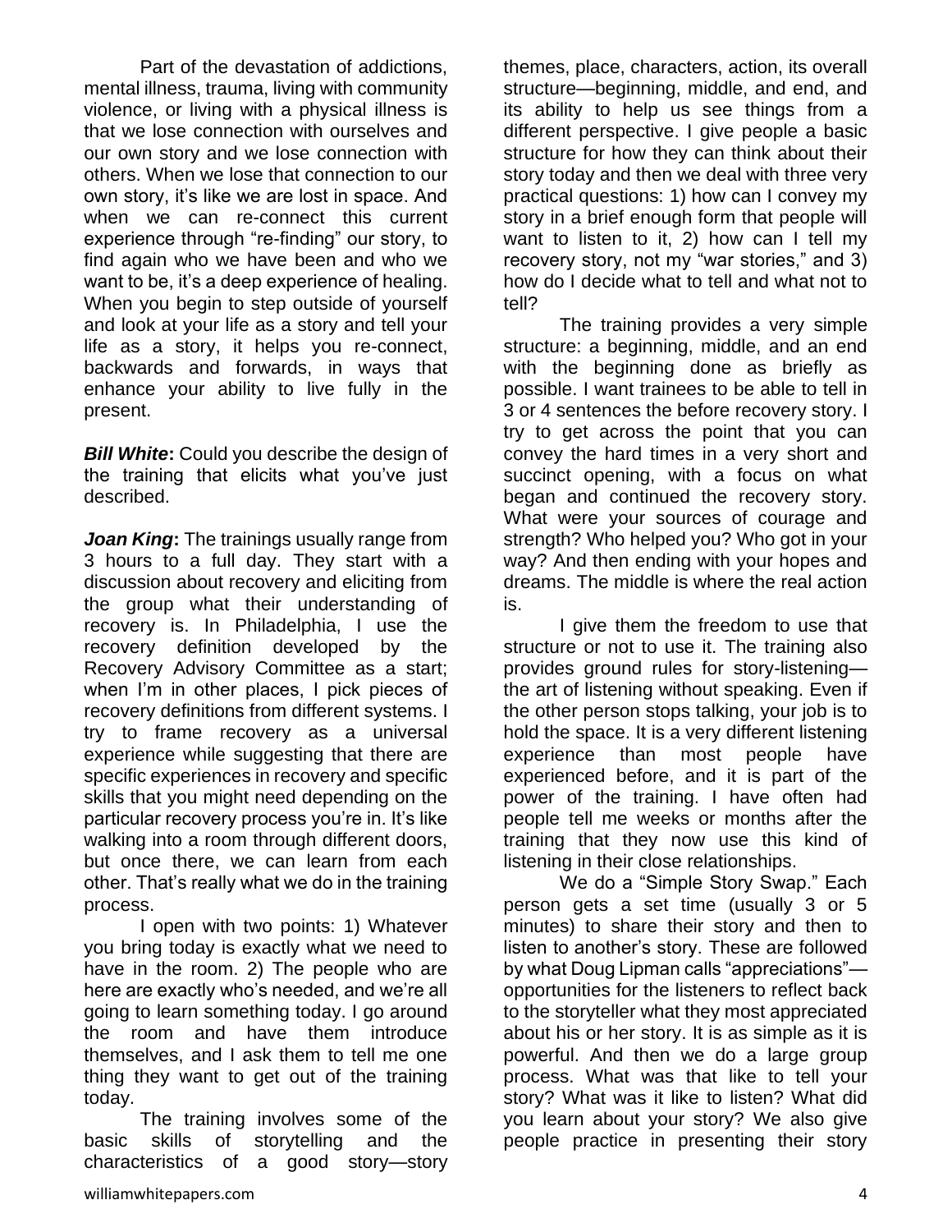Part of the devastation of addictions, mental illness, trauma, living with community violence, or living with a physical illness is that we lose connection with ourselves and our own story and we lose connection with others. When we lose that connection to our own story, it's like we are lost in space. And when we can re-connect this current experience through "re-finding" our story, to find again who we have been and who we want to be, it's a deep experience of healing. When you begin to step outside of yourself and look at your life as a story and tell your life as a story, it helps you re-connect, backwards and forwards, in ways that enhance your ability to live fully in the present.

***Bill White*:** Could you describe the design of the training that elicits what you've just described.

***Joan King*:** The trainings usually range from 3 hours to a full day. They start with a discussion about recovery and eliciting from the group what their understanding of recovery is. In Philadelphia, I use the recovery definition developed by the Recovery Advisory Committee as a start; when I'm in other places, I pick pieces of recovery definitions from different systems. I try to frame recovery as a universal experience while suggesting that there are specific experiences in recovery and specific skills that you might need depending on the particular recovery process you're in. It's like walking into a room through different doors, but once there, we can learn from each other. That's really what we do in the training process.

I open with two points: 1) Whatever you bring today is exactly what we need to have in the room. 2) The people who are here are exactly who's needed, and we're all going to learn something today. I go around the room and have them introduce themselves, and I ask them to tell me one thing they want to get out of the training today.

The training involves some of the basic skills of storytelling and the characteristics of a good story—story themes, place, characters, action, its overall structure—beginning, middle, and end, and its ability to help us see things from a different perspective. I give people a basic structure for how they can think about their story today and then we deal with three very practical questions: 1) how can I convey my story in a brief enough form that people will want to listen to it, 2) how can I tell my recovery story, not my "war stories," and 3) how do I decide what to tell and what not to tell?

The training provides a very simple structure: a beginning, middle, and an end with the beginning done as briefly as possible. I want trainees to be able to tell in 3 or 4 sentences the before recovery story. I try to get across the point that you can convey the hard times in a very short and succinct opening, with a focus on what began and continued the recovery story. What were your sources of courage and strength? Who helped you? Who got in your way? And then ending with your hopes and dreams. The middle is where the real action is.

I give them the freedom to use that structure or not to use it. The training also provides ground rules for story-listening—the art of listening without speaking. Even if the other person stops talking, your job is to hold the space. It is a very different listening experience than most people have experienced before, and it is part of the power of the training. I have often had people tell me weeks or months after the training that they now use this kind of listening in their close relationships.

We do a "Simple Story Swap." Each person gets a set time (usually 3 or 5 minutes) to share their story and then to listen to another's story. These are followed by what Doug Lipman calls "appreciations"—opportunities for the listeners to reflect back to the storyteller what they most appreciated about his or her story. It is as simple as it is powerful. And then we do a large group process. What was that like to tell your story? What was it like to listen? What did you learn about your story? We also give people practice in presenting their story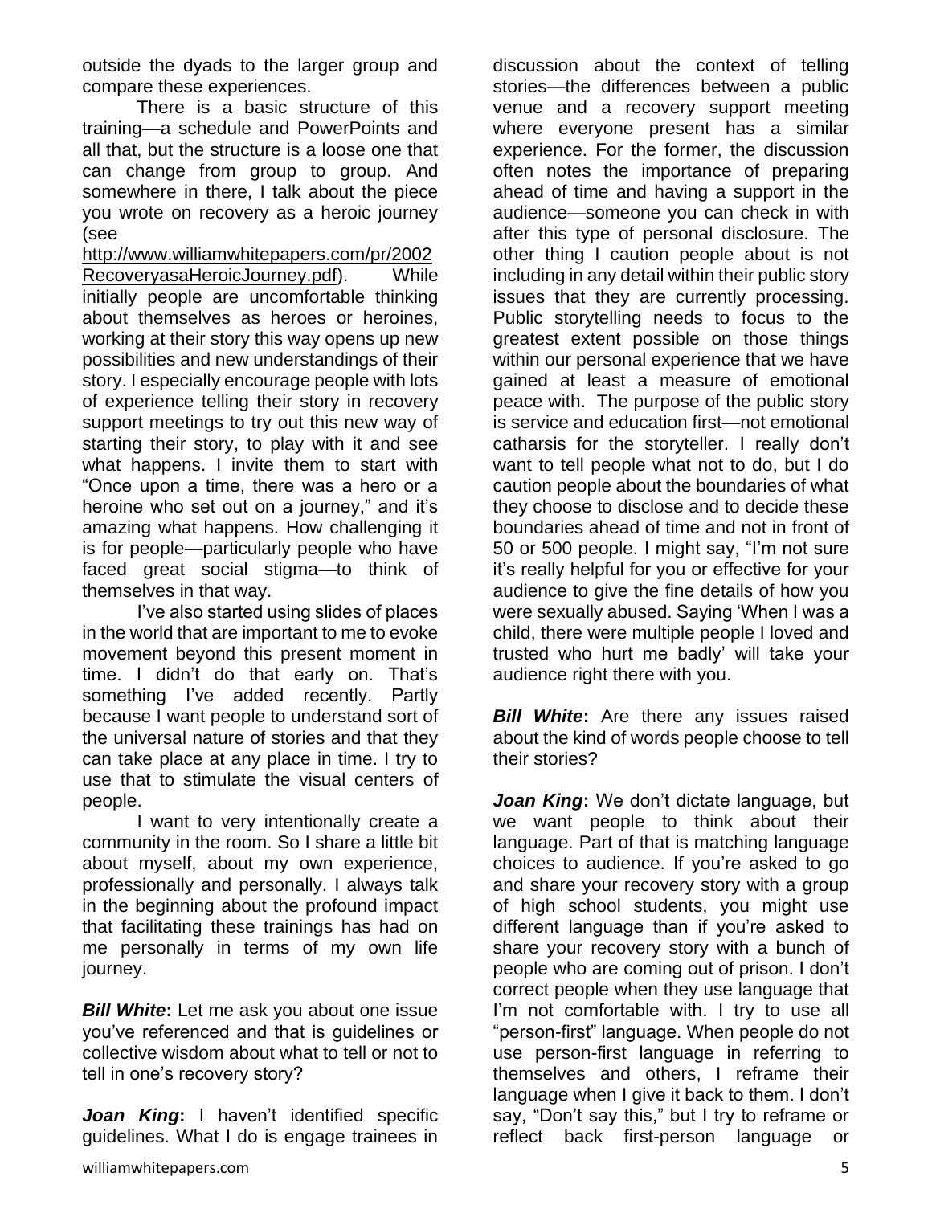outside the dyads to the larger group and compare these experiences.

There is a basic structure of this training—a schedule and PowerPoints and all that, but the structure is a loose one that can change from group to group. And somewhere in there, I talk about the piece you wrote on recovery as a heroic journey (see http://www.williamwhitepapers.com/pr/2002RecoveryasaHeroicJourney.pdf). While initially people are uncomfortable thinking about themselves as heroes or heroines, working at their story this way opens up new possibilities and new understandings of their story. I especially encourage people with lots of experience telling their story in recovery support meetings to try out this new way of starting their story, to play with it and see what happens. I invite them to start with "Once upon a time, there was a hero or a heroine who set out on a journey," and it's amazing what happens. How challenging it is for people—particularly people who have faced great social stigma—to think of themselves in that way.

I've also started using slides of places in the world that are important to me to evoke movement beyond this present moment in time. I didn't do that early on. That's something I've added recently. Partly because I want people to understand sort of the universal nature of stories and that they can take place at any place in time. I try to use that to stimulate the visual centers of people.

I want to very intentionally create a community in the room. So I share a little bit about myself, about my own experience, professionally and personally. I always talk in the beginning about the profound impact that facilitating these trainings has had on me personally in terms of my own life journey.

***Bill White*:** Let me ask you about one issue you've referenced and that is guidelines or collective wisdom about what to tell or not to tell in one's recovery story?

***Joan King*:** I haven't identified specific guidelines. What I do is engage trainees in discussion about the context of telling stories—the differences between a public venue and a recovery support meeting where everyone present has a similar experience. For the former, the discussion often notes the importance of preparing ahead of time and having a support in the audience—someone you can check in with after this type of personal disclosure. The other thing I caution people about is not including in any detail within their public story issues that they are currently processing. Public storytelling needs to focus to the greatest extent possible on those things within our personal experience that we have gained at least a measure of emotional peace with. The purpose of the public story is service and education first—not emotional catharsis for the storyteller. I really don't want to tell people what not to do, but I do caution people about the boundaries of what they choose to disclose and to decide these boundaries ahead of time and not in front of 50 or 500 people. I might say, "I'm not sure it's really helpful for you or effective for your audience to give the fine details of how you were sexually abused. Saying 'When I was a child, there were multiple people I loved and trusted who hurt me badly' will take your audience right there with you.

***Bill White*:** Are there any issues raised about the kind of words people choose to tell their stories?

***Joan King*:** We don't dictate language, but we want people to think about their language. Part of that is matching language choices to audience. If you're asked to go and share your recovery story with a group of high school students, you might use different language than if you're asked to share your recovery story with a bunch of people who are coming out of prison. I don't correct people when they use language that I'm not comfortable with. I try to use all "person-first" language. When people do not use person-first language in referring to themselves and others, I reframe their language when I give it back to them. I don't say, "Don't say this," but I try to reframe or reflect back first-person language or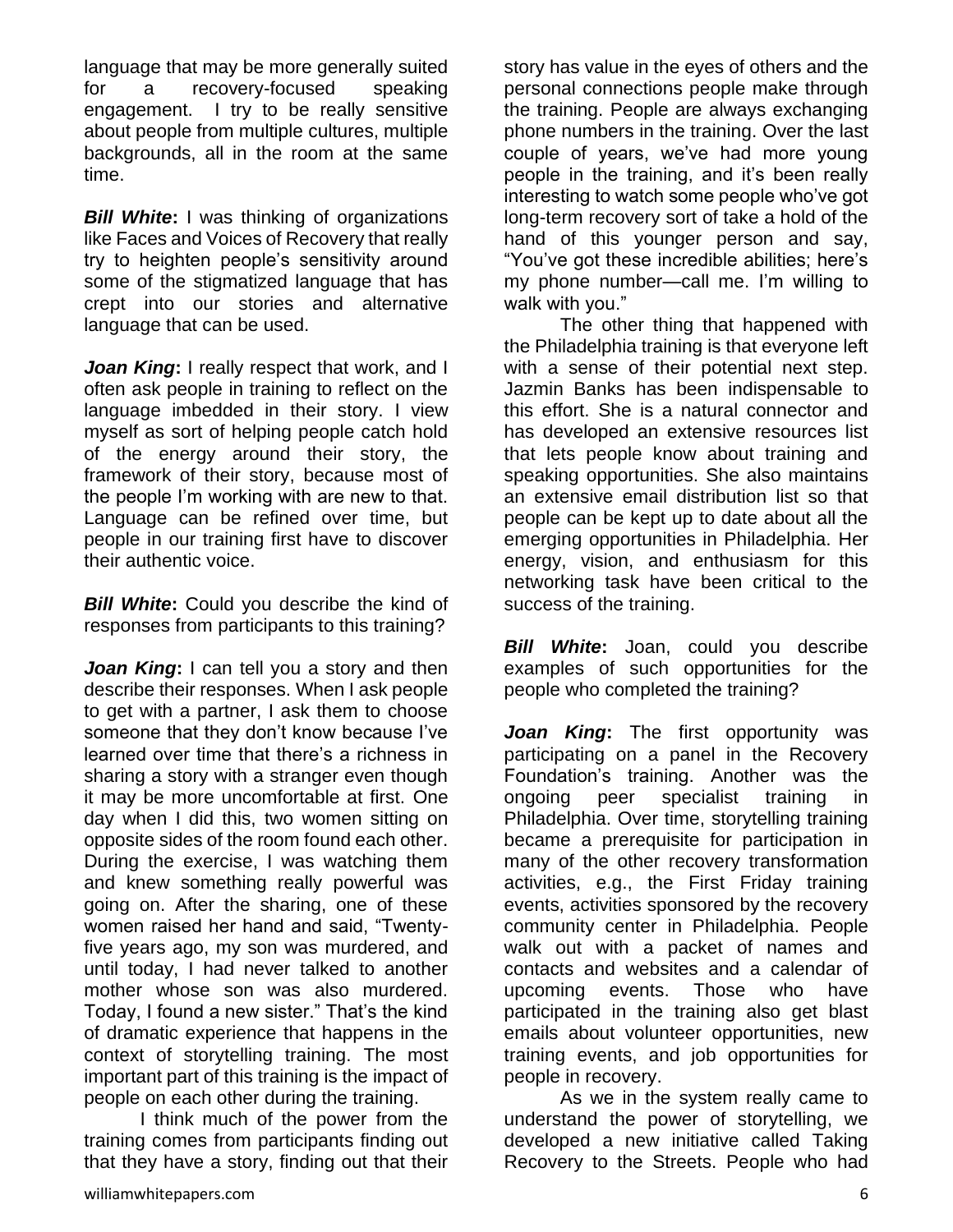language that may be more generally suited for a recovery-focused speaking engagement. I try to be really sensitive about people from multiple cultures, multiple backgrounds, all in the room at the same time.

***Bill White*****:** I was thinking of organizations like Faces and Voices of Recovery that really try to heighten people's sensitivity around some of the stigmatized language that has crept into our stories and alternative language that can be used.

***Joan King*****:** I really respect that work, and I often ask people in training to reflect on the language imbedded in their story. I view myself as sort of helping people catch hold of the energy around their story, the framework of their story, because most of the people I'm working with are new to that. Language can be refined over time, but people in our training first have to discover their authentic voice.

***Bill White*****:** Could you describe the kind of responses from participants to this training?

***Joan King*****:** I can tell you a story and then describe their responses. When I ask people to get with a partner, I ask them to choose someone that they don't know because I've learned over time that there's a richness in sharing a story with a stranger even though it may be more uncomfortable at first. One day when I did this, two women sitting on opposite sides of the room found each other. During the exercise, I was watching them and knew something really powerful was going on. After the sharing, one of these women raised her hand and said, "Twenty-five years ago, my son was murdered, and until today, I had never talked to another mother whose son was also murdered. Today, I found a new sister." That's the kind of dramatic experience that happens in the context of storytelling training. The most important part of this training is the impact of people on each other during the training.

I think much of the power from the training comes from participants finding out that they have a story, finding out that their story has value in the eyes of others and the personal connections people make through the training. People are always exchanging phone numbers in the training. Over the last couple of years, we've had more young people in the training, and it's been really interesting to watch some people who've got long-term recovery sort of take a hold of the hand of this younger person and say, "You've got these incredible abilities; here's my phone number—call me. I'm willing to walk with you."

The other thing that happened with the Philadelphia training is that everyone left with a sense of their potential next step. Jazmin Banks has been indispensable to this effort. She is a natural connector and has developed an extensive resources list that lets people know about training and speaking opportunities. She also maintains an extensive email distribution list so that people can be kept up to date about all the emerging opportunities in Philadelphia. Her energy, vision, and enthusiasm for this networking task have been critical to the success of the training.

***Bill White*****:** Joan, could you describe examples of such opportunities for the people who completed the training?

***Joan King*****:** The first opportunity was participating on a panel in the Recovery Foundation's training. Another was the ongoing peer specialist training in Philadelphia. Over time, storytelling training became a prerequisite for participation in many of the other recovery transformation activities, e.g., the First Friday training events, activities sponsored by the recovery community center in Philadelphia. People walk out with a packet of names and contacts and websites and a calendar of upcoming events. Those who have participated in the training also get blast emails about volunteer opportunities, new training events, and job opportunities for people in recovery.

As we in the system really came to understand the power of storytelling, we developed a new initiative called Taking Recovery to the Streets. People who had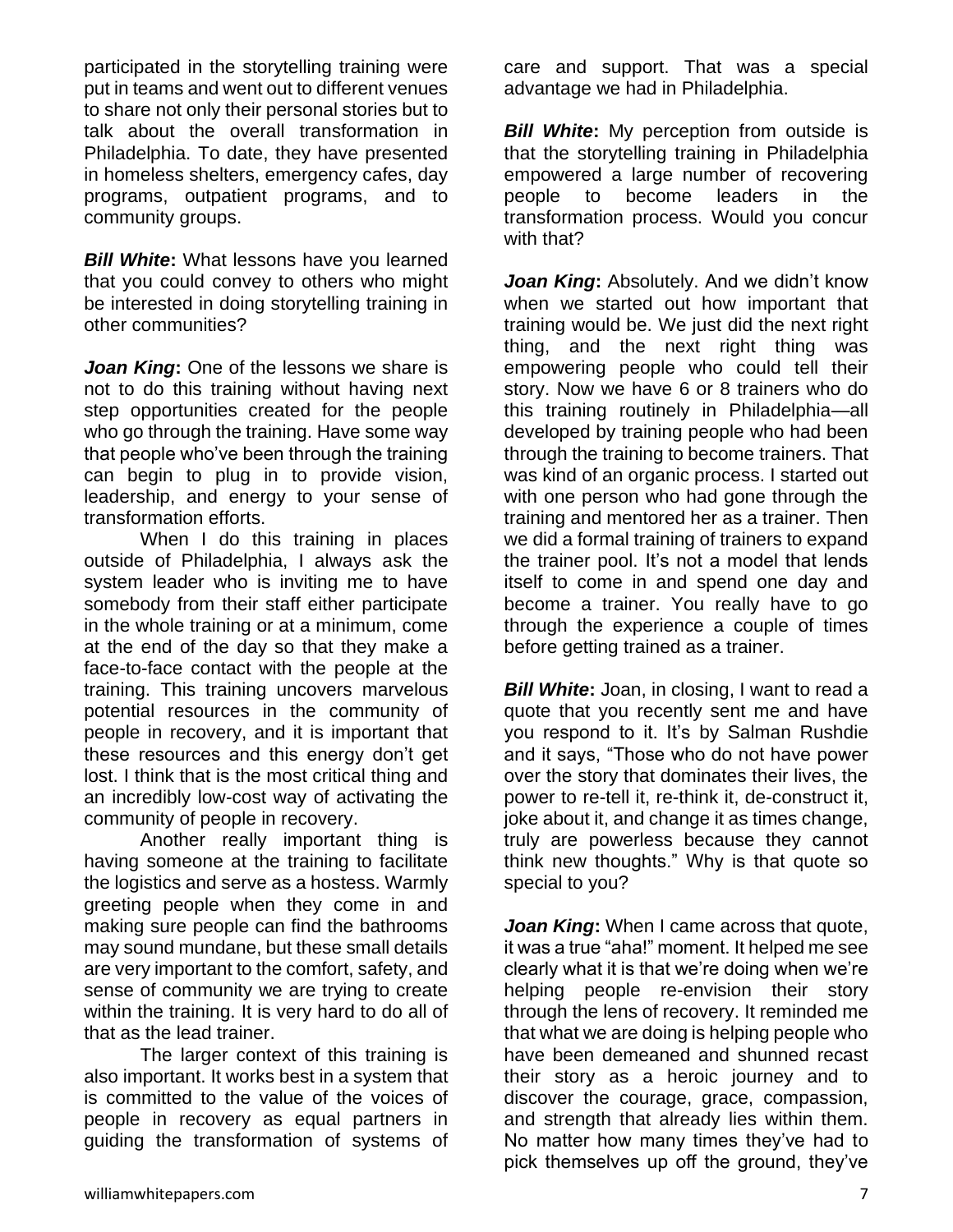participated in the storytelling training were put in teams and went out to different venues to share not only their personal stories but to talk about the overall transformation in Philadelphia. To date, they have presented in homeless shelters, emergency cafes, day programs, outpatient programs, and to community groups.

***Bill White*****:** What lessons have you learned that you could convey to others who might be interested in doing storytelling training in other communities?

***Joan King*****:** One of the lessons we share is not to do this training without having next step opportunities created for the people who go through the training. Have some way that people who've been through the training can begin to plug in to provide vision, leadership, and energy to your sense of transformation efforts.

When I do this training in places outside of Philadelphia, I always ask the system leader who is inviting me to have somebody from their staff either participate in the whole training or at a minimum, come at the end of the day so that they make a face-to-face contact with the people at the training. This training uncovers marvelous potential resources in the community of people in recovery, and it is important that these resources and this energy don't get lost. I think that is the most critical thing and an incredibly low-cost way of activating the community of people in recovery.

Another really important thing is having someone at the training to facilitate the logistics and serve as a hostess. Warmly greeting people when they come in and making sure people can find the bathrooms may sound mundane, but these small details are very important to the comfort, safety, and sense of community we are trying to create within the training. It is very hard to do all of that as the lead trainer.

The larger context of this training is also important. It works best in a system that is committed to the value of the voices of people in recovery as equal partners in guiding the transformation of systems of care and support. That was a special advantage we had in Philadelphia.

***Bill White*****:** My perception from outside is that the storytelling training in Philadelphia empowered a large number of recovering people to become leaders in the transformation process. Would you concur with that?

***Joan King*****:** Absolutely. And we didn't know when we started out how important that training would be. We just did the next right thing, and the next right thing was empowering people who could tell their story. Now we have 6 or 8 trainers who do this training routinely in Philadelphia—all developed by training people who had been through the training to become trainers. That was kind of an organic process. I started out with one person who had gone through the training and mentored her as a trainer. Then we did a formal training of trainers to expand the trainer pool. It's not a model that lends itself to come in and spend one day and become a trainer. You really have to go through the experience a couple of times before getting trained as a trainer.

***Bill White*****:** Joan, in closing, I want to read a quote that you recently sent me and have you respond to it. It's by Salman Rushdie and it says, "Those who do not have power over the story that dominates their lives, the power to re-tell it, re-think it, de-construct it, joke about it, and change it as times change, truly are powerless because they cannot think new thoughts." Why is that quote so special to you?

***Joan King*****:** When I came across that quote, it was a true "aha!" moment. It helped me see clearly what it is that we're doing when we're helping people re-envision their story through the lens of recovery. It reminded me that what we are doing is helping people who have been demeaned and shunned recast their story as a heroic journey and to discover the courage, grace, compassion, and strength that already lies within them. No matter how many times they've had to pick themselves up off the ground, they've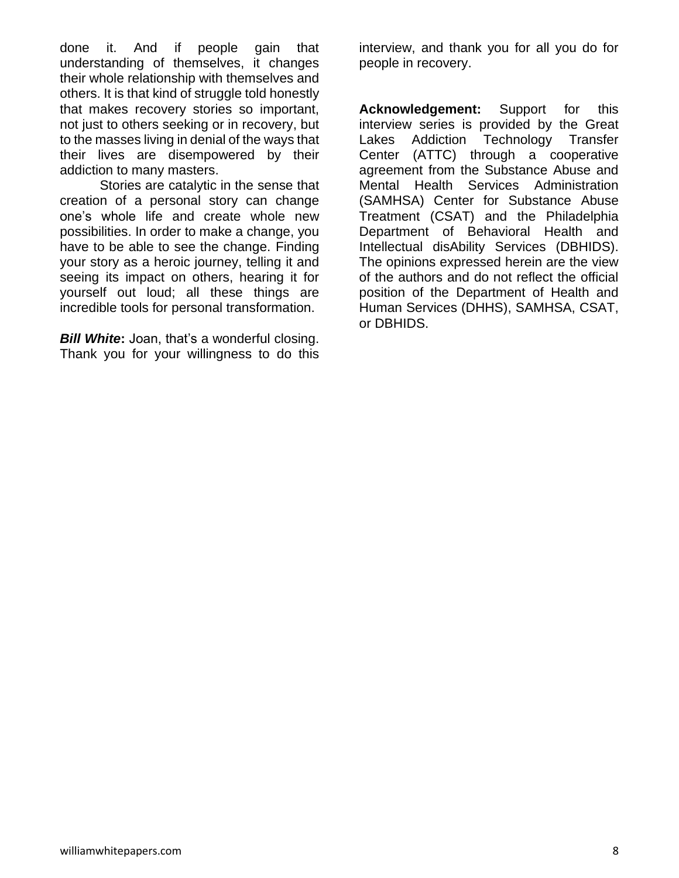done it. And if people gain that understanding of themselves, it changes their whole relationship with themselves and others. It is that kind of struggle told honestly that makes recovery stories so important, not just to others seeking or in recovery, but to the masses living in denial of the ways that their lives are disempowered by their addiction to many masters.

Stories are catalytic in the sense that creation of a personal story can change one's whole life and create whole new possibilities. In order to make a change, you have to be able to see the change. Finding your story as a heroic journey, telling it and seeing its impact on others, hearing it for yourself out loud; all these things are incredible tools for personal transformation.

***Bill White*:** Joan, that's a wonderful closing. Thank you for your willingness to do this interview, and thank you for all you do for people in recovery.

**Acknowledgement:** Support for this interview series is provided by the Great Lakes Addiction Technology Transfer Center (ATTC) through a cooperative agreement from the Substance Abuse and Mental Health Services Administration (SAMHSA) Center for Substance Abuse Treatment (CSAT) and the Philadelphia Department of Behavioral Health and Intellectual disAbility Services (DBHIDS). The opinions expressed herein are the view of the authors and do not reflect the official position of the Department of Health and Human Services (DHHS), SAMHSA, CSAT, or DBHIDS.